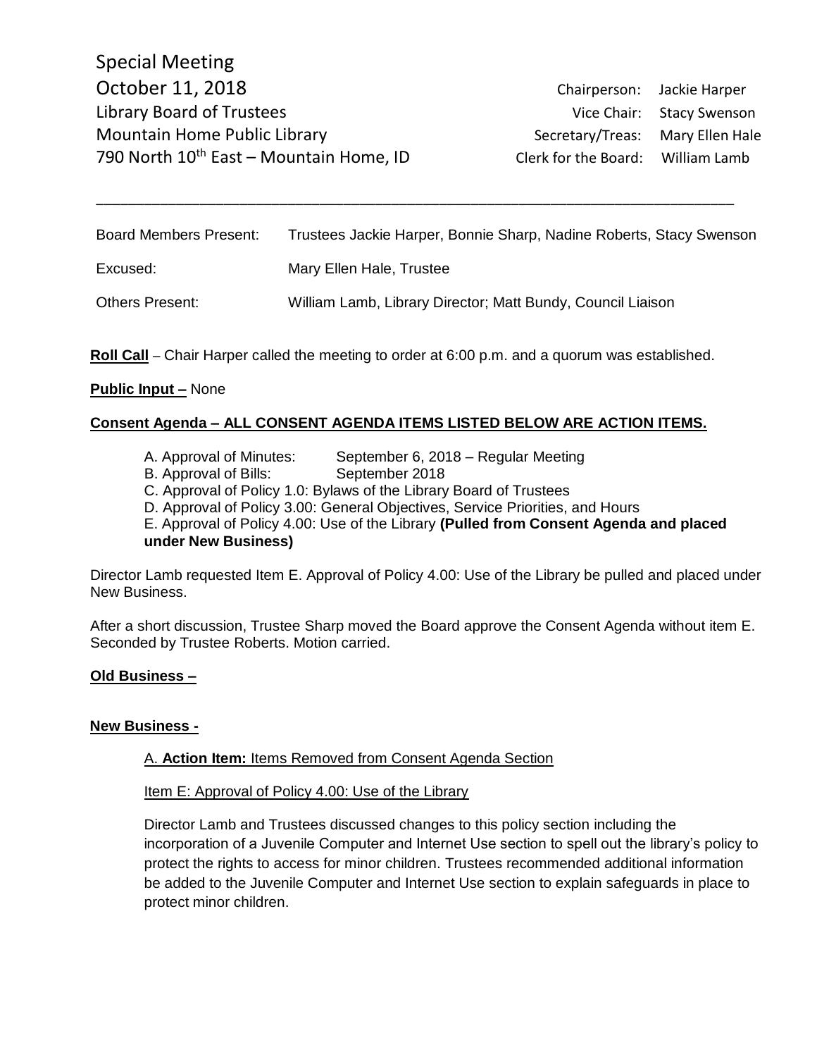Special Meeting
October 11, 2018
Library Board of Trustees
Mountain Home Public Library
790 North 10th East – Mountain Home, ID

Chairperson: Jackie Harper
Vice Chair: Stacy Swenson
Secretary/Treas: Mary Ellen Hale
Clerk for the Board: William Lamb

---

| | |
|---|---|
| Board Members Present: | Trustees Jackie Harper, Bonnie Sharp, Nadine Roberts, Stacy Swenson |
| Excused: | Mary Ellen Hale, Trustee |
| Others Present: | William Lamb, Library Director; Matt Bundy, Council Liaison |

**Roll Call** – Chair Harper called the meeting to order at 6:00 p.m. and a quorum was established.

**Public Input –** None

**Consent Agenda – ALL CONSENT AGENDA ITEMS LISTED BELOW ARE ACTION ITEMS.**

A. Approval of Minutes: September 6, 2018 – Regular Meeting
B. Approval of Bills: September 2018
C. Approval of Policy 1.0: Bylaws of the Library Board of Trustees
D. Approval of Policy 3.00: General Objectives, Service Priorities, and Hours
E. Approval of Policy 4.00: Use of the Library **(Pulled from Consent Agenda and placed under New Business)**

Director Lamb requested Item E. Approval of Policy 4.00: Use of the Library be pulled and placed under New Business.

After a short discussion, Trustee Sharp moved the Board approve the Consent Agenda without item E. Seconded by Trustee Roberts. Motion carried.

**Old Business –**

**New Business -**

A. **Action Item:** Items Removed from Consent Agenda Section

Item E: Approval of Policy 4.00: Use of the Library

Director Lamb and Trustees discussed changes to this policy section including the incorporation of a Juvenile Computer and Internet Use section to spell out the library's policy to protect the rights to access for minor children. Trustees recommended additional information be added to the Juvenile Computer and Internet Use section to explain safeguards in place to protect minor children.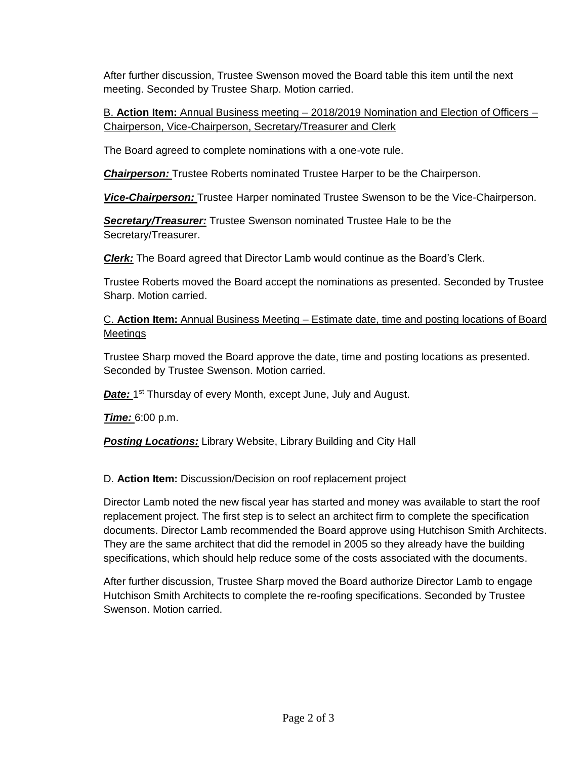After further discussion, Trustee Swenson moved the Board table this item until the next meeting. Seconded by Trustee Sharp. Motion carried.

B. **Action Item:** Annual Business meeting – 2018/2019 Nomination and Election of Officers – Chairperson, Vice-Chairperson, Secretary/Treasurer and Clerk

The Board agreed to complete nominations with a one-vote rule.

***Chairperson:*** Trustee Roberts nominated Trustee Harper to be the Chairperson.

***Vice-Chairperson:*** Trustee Harper nominated Trustee Swenson to be the Vice-Chairperson.

***Secretary/Treasurer:*** Trustee Swenson nominated Trustee Hale to be the Secretary/Treasurer.

***Clerk:*** The Board agreed that Director Lamb would continue as the Board's Clerk.

Trustee Roberts moved the Board accept the nominations as presented. Seconded by Trustee Sharp. Motion carried.

C. **Action Item:** Annual Business Meeting – Estimate date, time and posting locations of Board Meetings

Trustee Sharp moved the Board approve the date, time and posting locations as presented. Seconded by Trustee Swenson. Motion carried.

***Date:*** 1st Thursday of every Month, except June, July and August.

***Time:*** 6:00 p.m.

***Posting Locations:*** Library Website, Library Building and City Hall

D. **Action Item:** Discussion/Decision on roof replacement project

Director Lamb noted the new fiscal year has started and money was available to start the roof replacement project. The first step is to select an architect firm to complete the specification documents. Director Lamb recommended the Board approve using Hutchison Smith Architects. They are the same architect that did the remodel in 2005 so they already have the building specifications, which should help reduce some of the costs associated with the documents.

After further discussion, Trustee Sharp moved the Board authorize Director Lamb to engage Hutchison Smith Architects to complete the re-roofing specifications. Seconded by Trustee Swenson. Motion carried.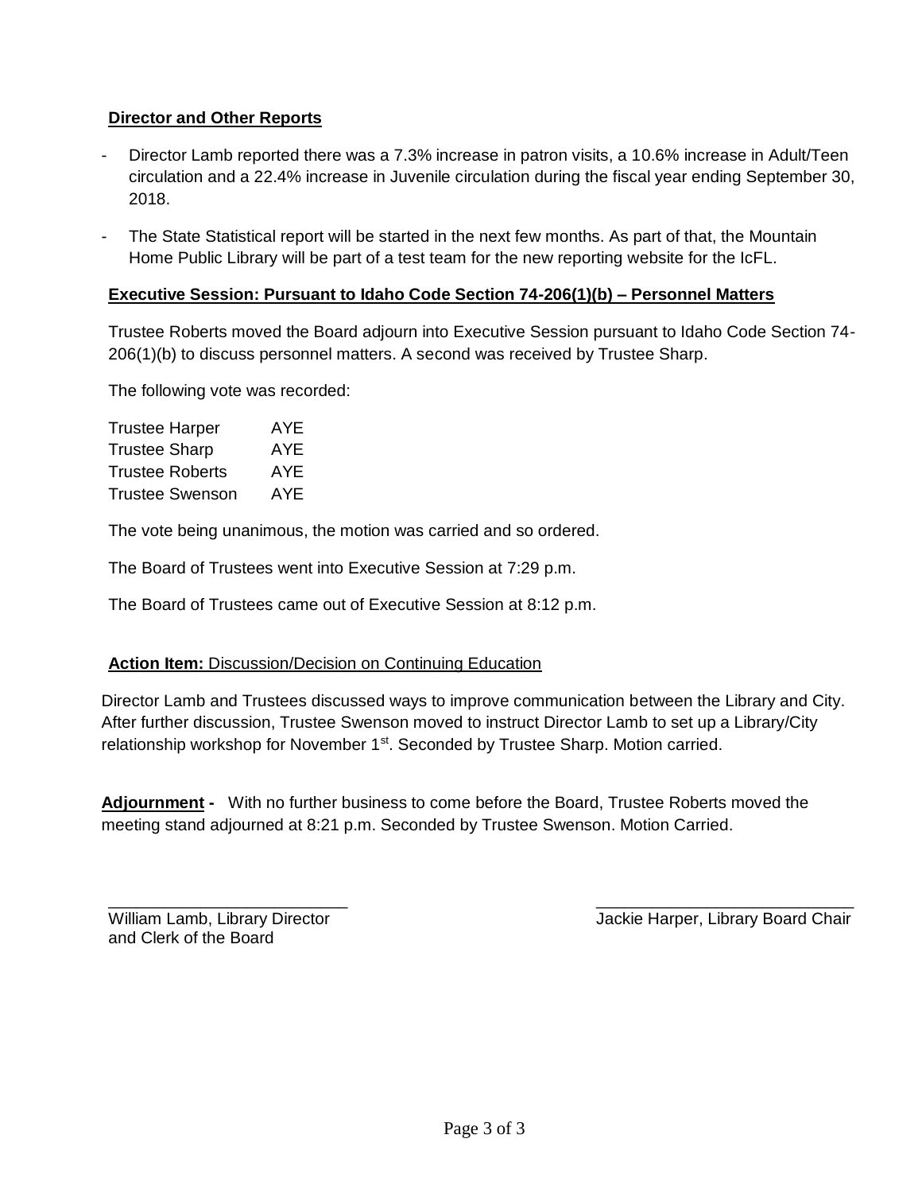**Director and Other Reports**

- Director Lamb reported there was a 7.3% increase in patron visits, a 10.6% increase in Adult/Teen circulation and a 22.4% increase in Juvenile circulation during the fiscal year ending September 30, 2018.
- The State Statistical report will be started in the next few months. As part of that, the Mountain Home Public Library will be part of a test team for the new reporting website for the IcFL.

**Executive Session: Pursuant to Idaho Code Section 74-206(1)(b) – Personnel Matters**

Trustee Roberts moved the Board adjourn into Executive Session pursuant to Idaho Code Section 74-206(1)(b) to discuss personnel matters. A second was received by Trustee Sharp.

The following vote was recorded:

| | |
|---|---|
| Trustee Harper | AYE |
| Trustee Sharp | AYE |
| Trustee Roberts | AYE |
| Trustee Swenson | AYE |

The vote being unanimous, the motion was carried and so ordered.

The Board of Trustees went into Executive Session at 7:29 p.m.

The Board of Trustees came out of Executive Session at 8:12 p.m.

**Action Item:** Discussion/Decision on Continuing Education

Director Lamb and Trustees discussed ways to improve communication between the Library and City. After further discussion, Trustee Swenson moved to instruct Director Lamb to set up a Library/City relationship workshop for November 1st. Seconded by Trustee Sharp. Motion carried.

**Adjournment -** With no further business to come before the Board, Trustee Roberts moved the meeting stand adjourned at 8:21 p.m. Seconded by Trustee Swenson. Motion Carried.

\_\_\_\_\_\_\_\_\_\_\_\_\_\_\_\_\_\_\_\_\_\_\_\_\_\_\_\_
William Lamb, Library Director
and Clerk of the Board

\_\_\_\_\_\_\_\_\_\_\_\_\_\_\_\_\_\_\_\_\_\_\_\_\_\_\_\_
Jackie Harper, Library Board Chair